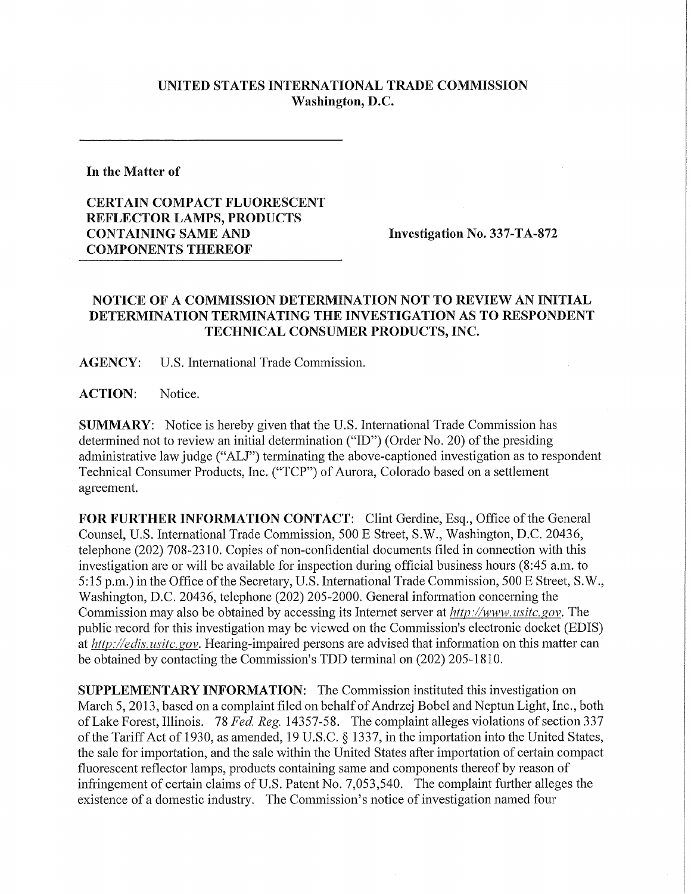# UNITED STATES INTERNATIONAL TRADE COMMISSION
## Washington, D.C.

**In the Matter of**

**CERTAIN COMPACT FLUORESCENT REFLECTOR LAMPS, PRODUCTS CONTAINING SAME AND COMPONENTS THEREOF**

**Investigation No. 337-TA-872**

## NOTICE OF A COMMISSION DETERMINATION NOT TO REVIEW AN INITIAL DETERMINATION TERMINATING THE INVESTIGATION AS TO RESPONDENT TECHNICAL CONSUMER PRODUCTS, INC.

**AGENCY:** U.S. International Trade Commission.

**ACTION:** Notice.

**SUMMARY:** Notice is hereby given that the U.S. International Trade Commission has determined not to review an initial determination ("ID") (Order No. 20) of the presiding administrative law judge ("ALJ") terminating the above-captioned investigation as to respondent Technical Consumer Products, Inc. ("TCP") of Aurora, Colorado based on a settlement agreement.

**FOR FURTHER INFORMATION CONTACT:** Clint Gerdine, Esq., Office of the General Counsel, U.S. International Trade Commission, 500 E Street, S.W., Washington, D.C. 20436, telephone (202) 708-2310. Copies of non-confidential documents filed in connection with this investigation are or will be available for inspection during official business hours (8:45 a.m. to 5:15 p.m.) in the Office of the Secretary, U.S. International Trade Commission, 500 E Street, S.W., Washington, D.C. 20436, telephone (202) 205-2000. General information concerning the Commission may also be obtained by accessing its Internet server at *http://www.usitc.gov*. The public record for this investigation may be viewed on the Commission's electronic docket (EDIS) at *http://edis.usitc.gov*. Hearing-impaired persons are advised that information on this matter can be obtained by contacting the Commission's TDD terminal on (202) 205-1810.

**SUPPLEMENTARY INFORMATION:** The Commission instituted this investigation on March 5, 2013, based on a complaint filed on behalf of Andrzej Bobel and Neptun Light, Inc., both of Lake Forest, Illinois. 78 *Fed. Reg.* 14357-58. The complaint alleges violations of section 337 of the Tariff Act of 1930, as amended, 19 U.S.C. § 1337, in the importation into the United States, the sale for importation, and the sale within the United States after importation of certain compact fluorescent reflector lamps, products containing same and components thereof by reason of infringement of certain claims of U.S. Patent No. 7,053,540. The complaint further alleges the existence of a domestic industry. The Commission's notice of investigation named four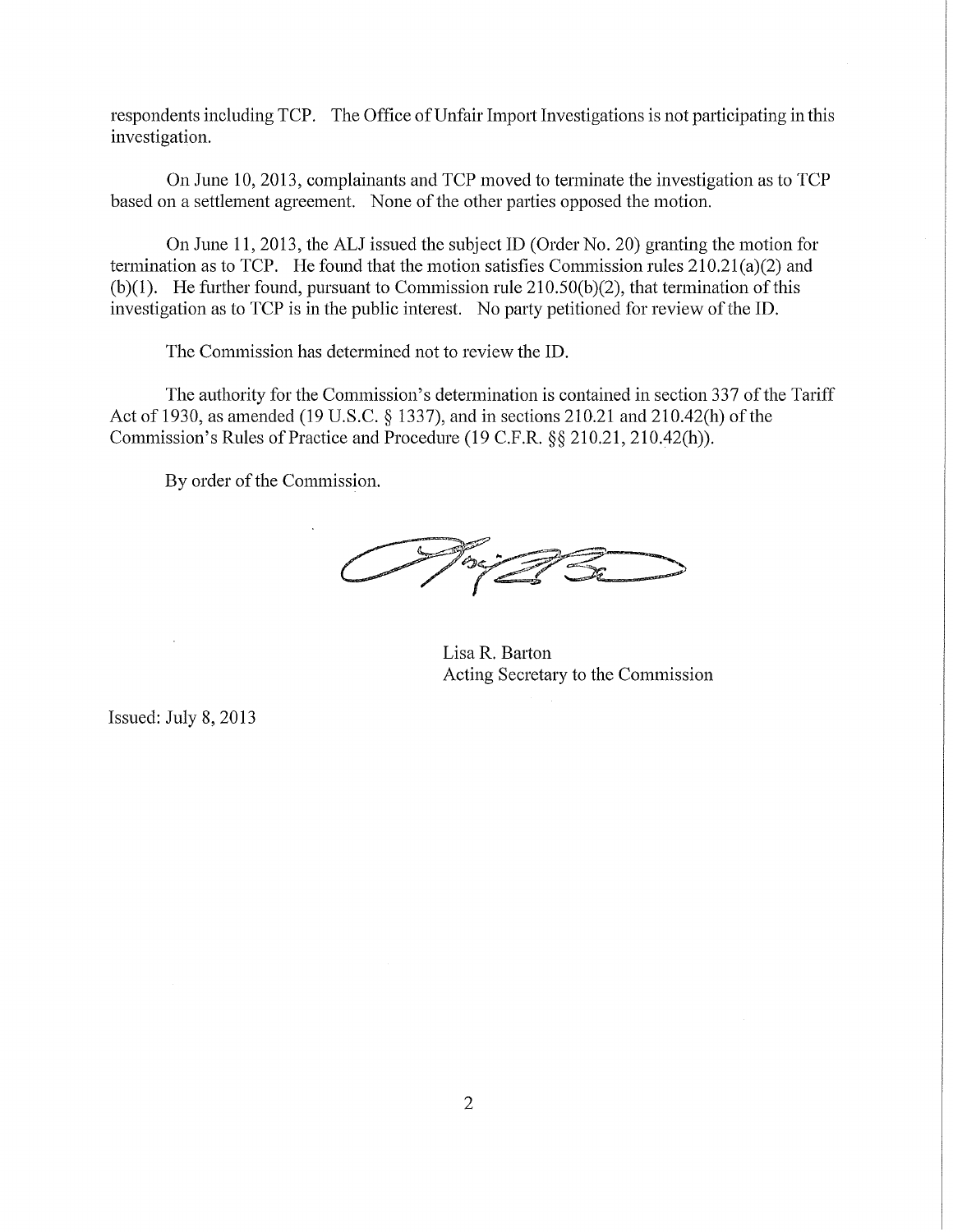respondents including TCP. The Office of Unfair Import Investigations is not participating in this investigation.

On June 10, 2013, complainants and TCP moved to terminate the investigation as to TCP based on a settlement agreement. None of the other parties opposed the motion.

On June 11, 2013, the ALJ issued the subject ID (Order No. 20) granting the motion for termination as to TCP. He found that the motion satisfies Commission rules 210.21(a)(2) and (b)(1). He further found, pursuant to Commission rule 210.50(b)(2), that termination of this investigation as to TCP is in the public interest. No party petitioned for review of the ID.

The Commission has determined not to review the ID.

The authority for the Commission's determination is contained in section 337 of the Tariff Act of 1930, as amended (19 U.S.C. § 1337), and in sections 210.21 and 210.42(h) of the Commission's Rules of Practice and Procedure (19 C.F.R. §§ 210.21, 210.42(h)).

By order of the Commission.

Lisa R. Barton
Acting Secretary to the Commission

Issued: July 8, 2013